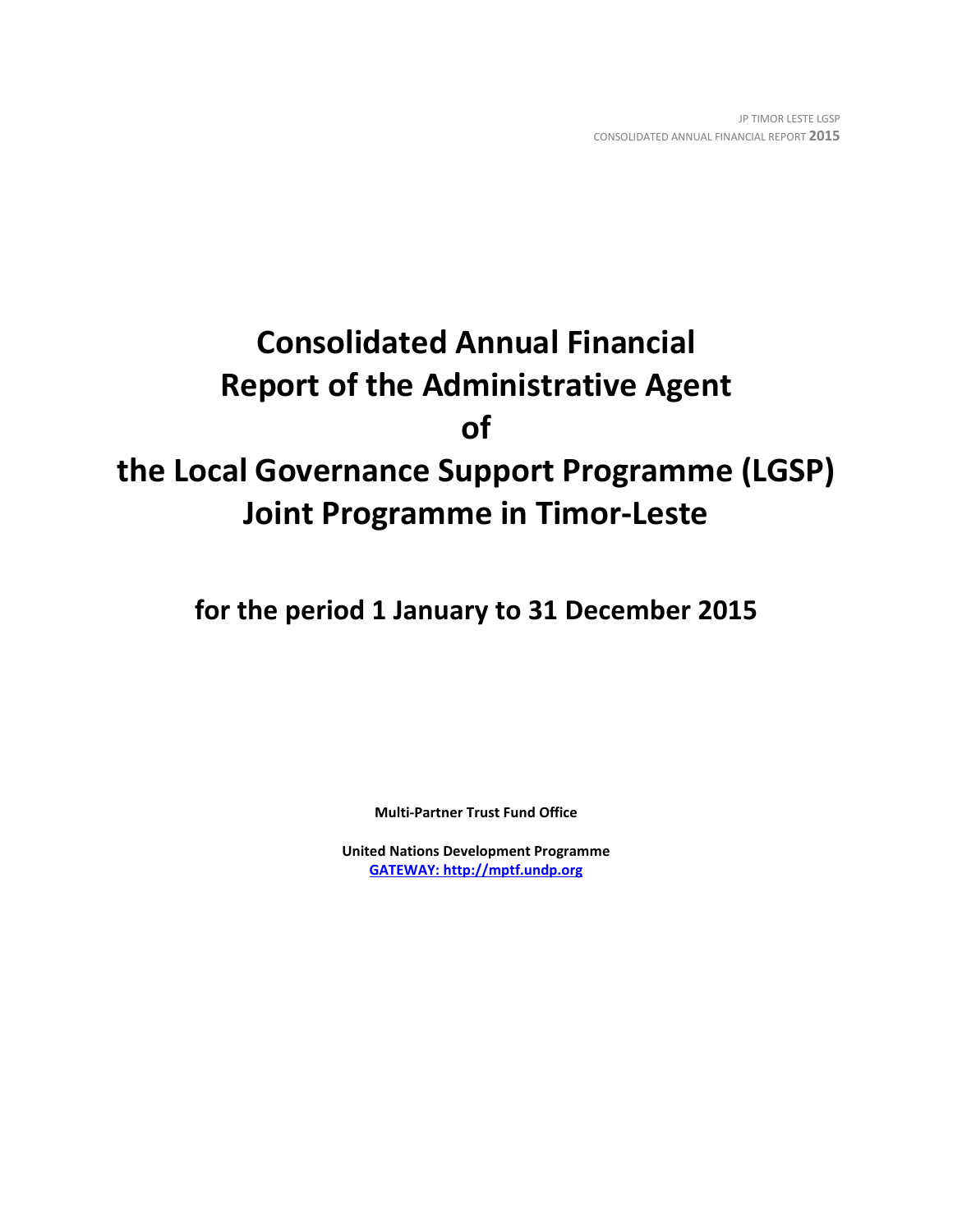# Consolidated Annual Financial Report of the Administrative Agent of the Local Governance Support Programme (LGSP) Joint Programme in Timor-Leste

## for the period 1 January to 31 December 2015

**Multi-Partner Trust Fund Office**

**United Nations Development Programme**
**GATEWAY: http://mptf.undp.org**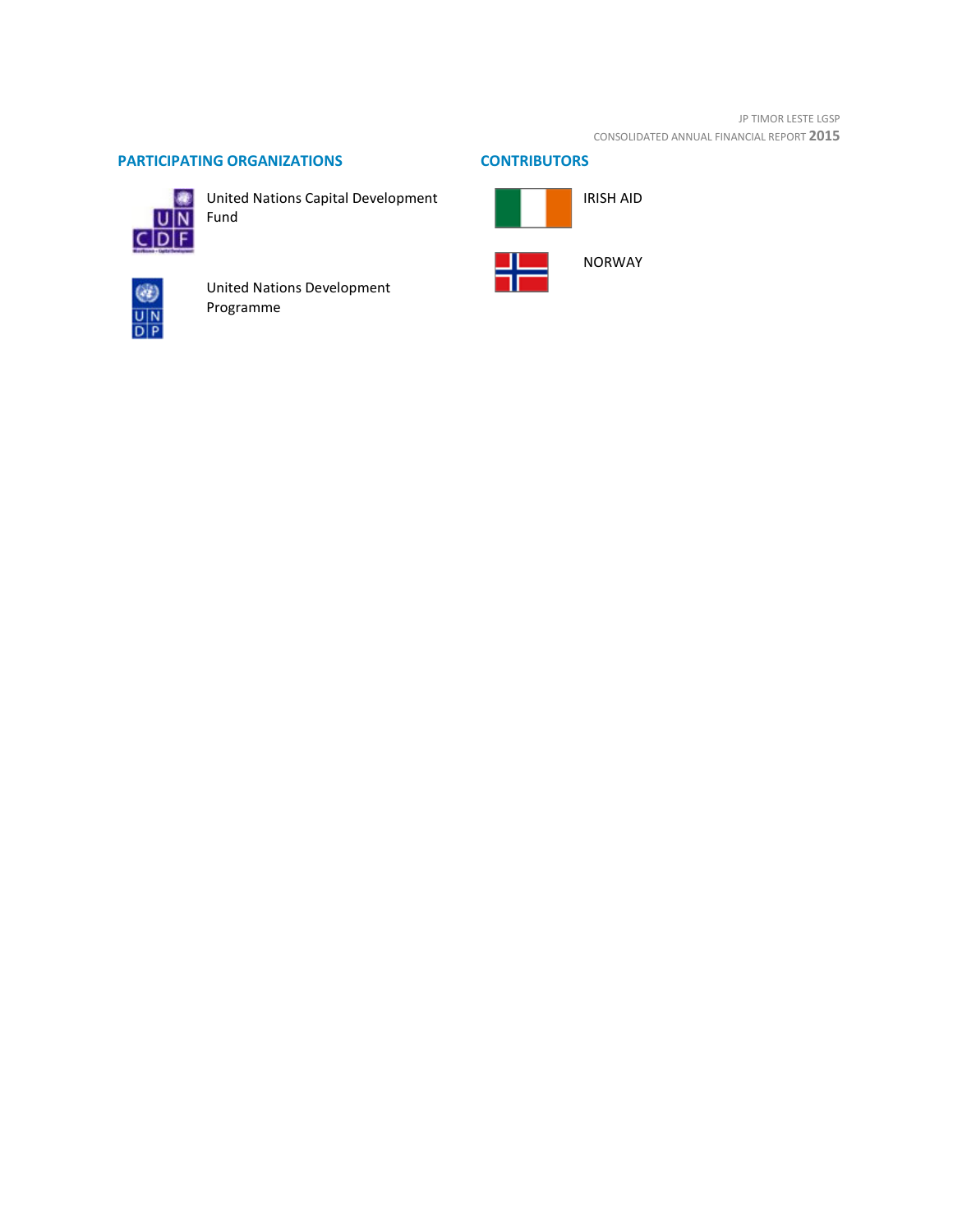## PARTICIPATING ORGANIZATIONS

United Nations Capital Development Fund

United Nations Development Programme

## CONTRIBUTORS

IRISH AID

NORWAY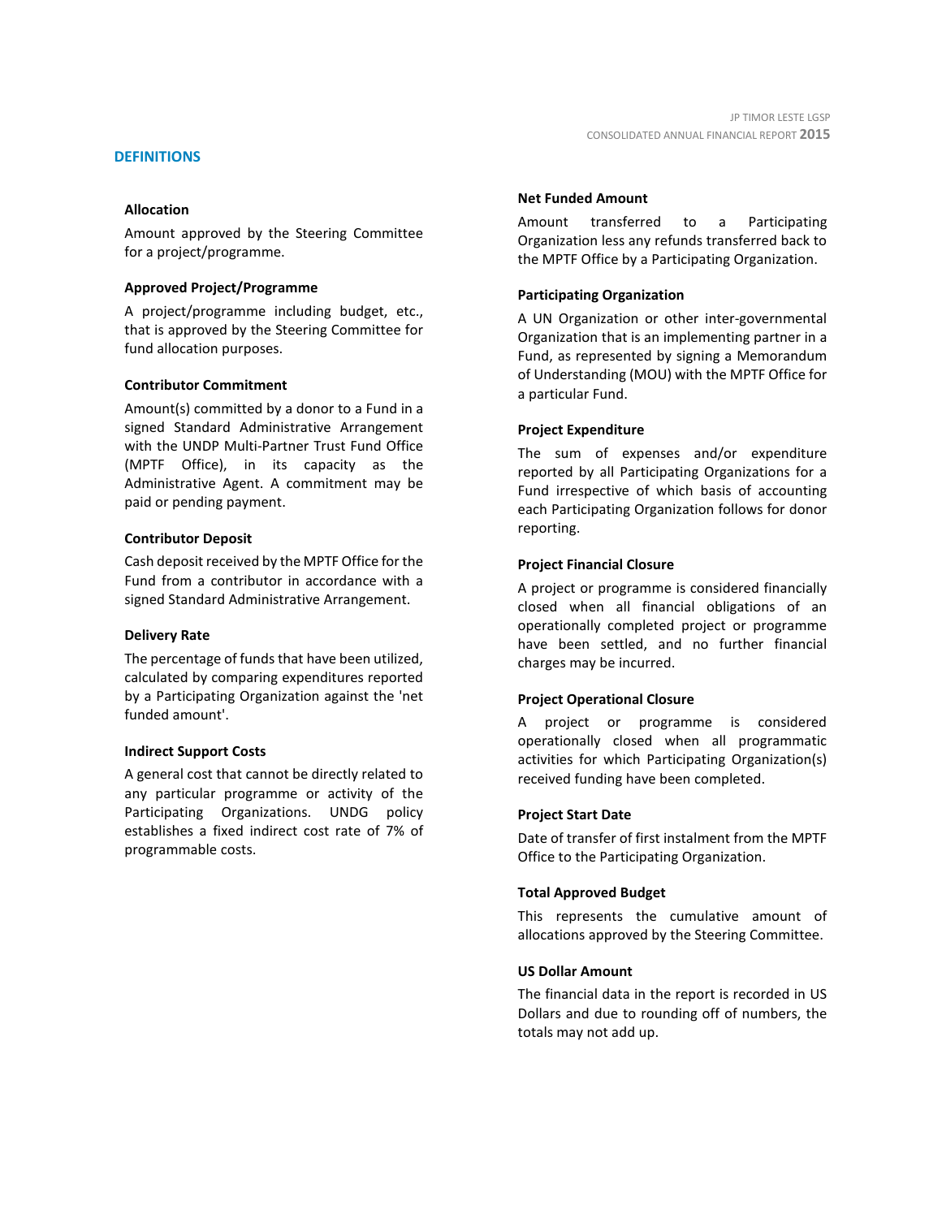## DEFINITIONS

### Allocation

Amount approved by the Steering Committee for a project/programme.

### Approved Project/Programme

A project/programme including budget, etc., that is approved by the Steering Committee for fund allocation purposes.

### Contributor Commitment

Amount(s) committed by a donor to a Fund in a signed Standard Administrative Arrangement with the UNDP Multi-Partner Trust Fund Office (MPTF Office), in its capacity as the Administrative Agent. A commitment may be paid or pending payment.

### Contributor Deposit

Cash deposit received by the MPTF Office for the Fund from a contributor in accordance with a signed Standard Administrative Arrangement.

### Delivery Rate

The percentage of funds that have been utilized, calculated by comparing expenditures reported by a Participating Organization against the 'net funded amount'.

### Indirect Support Costs

A general cost that cannot be directly related to any particular programme or activity of the Participating Organizations. UNDG policy establishes a fixed indirect cost rate of 7% of programmable costs.

### Net Funded Amount

Amount transferred to a Participating Organization less any refunds transferred back to the MPTF Office by a Participating Organization.

### Participating Organization

A UN Organization or other inter-governmental Organization that is an implementing partner in a Fund, as represented by signing a Memorandum of Understanding (MOU) with the MPTF Office for a particular Fund.

### Project Expenditure

The sum of expenses and/or expenditure reported by all Participating Organizations for a Fund irrespective of which basis of accounting each Participating Organization follows for donor reporting.

### Project Financial Closure

A project or programme is considered financially closed when all financial obligations of an operationally completed project or programme have been settled, and no further financial charges may be incurred.

### Project Operational Closure

A project or programme is considered operationally closed when all programmatic activities for which Participating Organization(s) received funding have been completed.

### Project Start Date

Date of transfer of first instalment from the MPTF Office to the Participating Organization.

### Total Approved Budget

This represents the cumulative amount of allocations approved by the Steering Committee.

### US Dollar Amount

The financial data in the report is recorded in US Dollars and due to rounding off of numbers, the totals may not add up.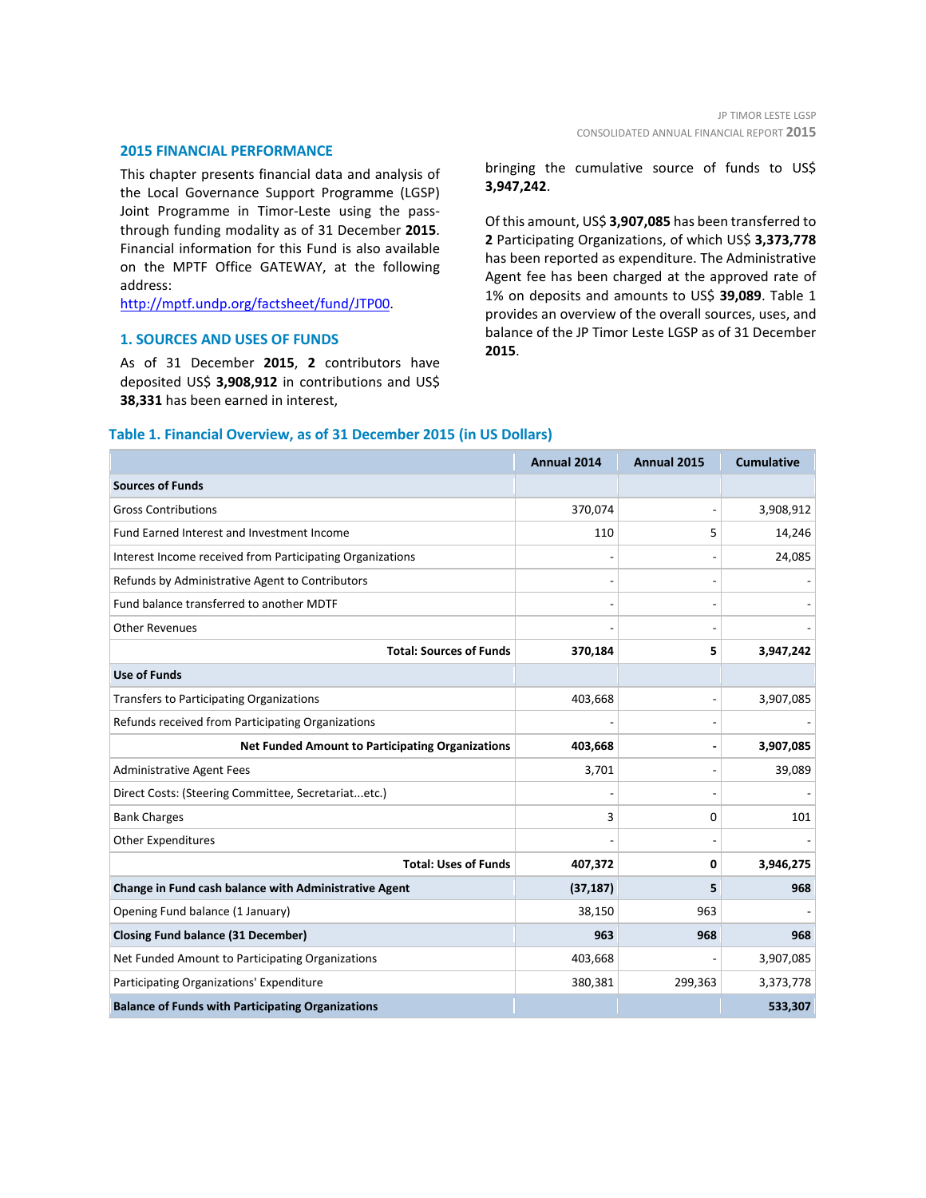## 2015 FINANCIAL PERFORMANCE

This chapter presents financial data and analysis of the Local Governance Support Programme (LGSP) Joint Programme in Timor-Leste using the pass-through funding modality as of 31 December **2015**. Financial information for this Fund is also available on the MPTF Office GATEWAY, at the following address: http://mptf.undp.org/factsheet/fund/JTP00.

### 1. SOURCES AND USES OF FUNDS

As of 31 December **2015**, **2** contributors have deposited US$ **3,908,912** in contributions and US$ **38,331** has been earned in interest, bringing the cumulative source of funds to US$ **3,947,242**.

Of this amount, US$ **3,907,085** has been transferred to **2** Participating Organizations, of which US$ **3,373,778** has been reported as expenditure. The Administrative Agent fee has been charged at the approved rate of 1% on deposits and amounts to US$ **39,089**. Table 1 provides an overview of the overall sources, uses, and balance of the JP Timor Leste LGSP as of 31 December **2015**.

**Table 1. Financial Overview, as of 31 December 2015 (in US Dollars)**

| | Annual 2014 | Annual 2015 | Cumulative |
|---|---|---|---|
| **Sources of Funds** | | | |
| Gross Contributions | 370,074 | - | 3,908,912 |
| Fund Earned Interest and Investment Income | 110 | 5 | 14,246 |
| Interest Income received from Participating Organizations | - | - | 24,085 |
| Refunds by Administrative Agent to Contributors | - | - | - |
| Fund balance transferred to another MDTF | - | - | - |
| Other Revenues | - | - | - |
| **Total: Sources of Funds** | **370,184** | **5** | **3,947,242** |
| **Use of Funds** | | | |
| Transfers to Participating Organizations | 403,668 | - | 3,907,085 |
| Refunds received from Participating Organizations | - | - | - |
| **Net Funded Amount to Participating Organizations** | **403,668** | **-** | **3,907,085** |
| Administrative Agent Fees | 3,701 | - | 39,089 |
| Direct Costs: (Steering Committee, Secretariat...etc.) | - | - | - |
| Bank Charges | 3 | 0 | 101 |
| Other Expenditures | - | - | - |
| **Total: Uses of Funds** | **407,372** | **0** | **3,946,275** |
| **Change in Fund cash balance with Administrative Agent** | **(37,187)** | **5** | **968** |
| Opening Fund balance (1 January) | 38,150 | 963 | - |
| **Closing Fund balance (31 December)** | **963** | **968** | **968** |
| Net Funded Amount to Participating Organizations | 403,668 | - | 3,907,085 |
| Participating Organizations' Expenditure | 380,381 | 299,363 | 3,373,778 |
| **Balance of Funds with Participating Organizations** | | | **533,307** |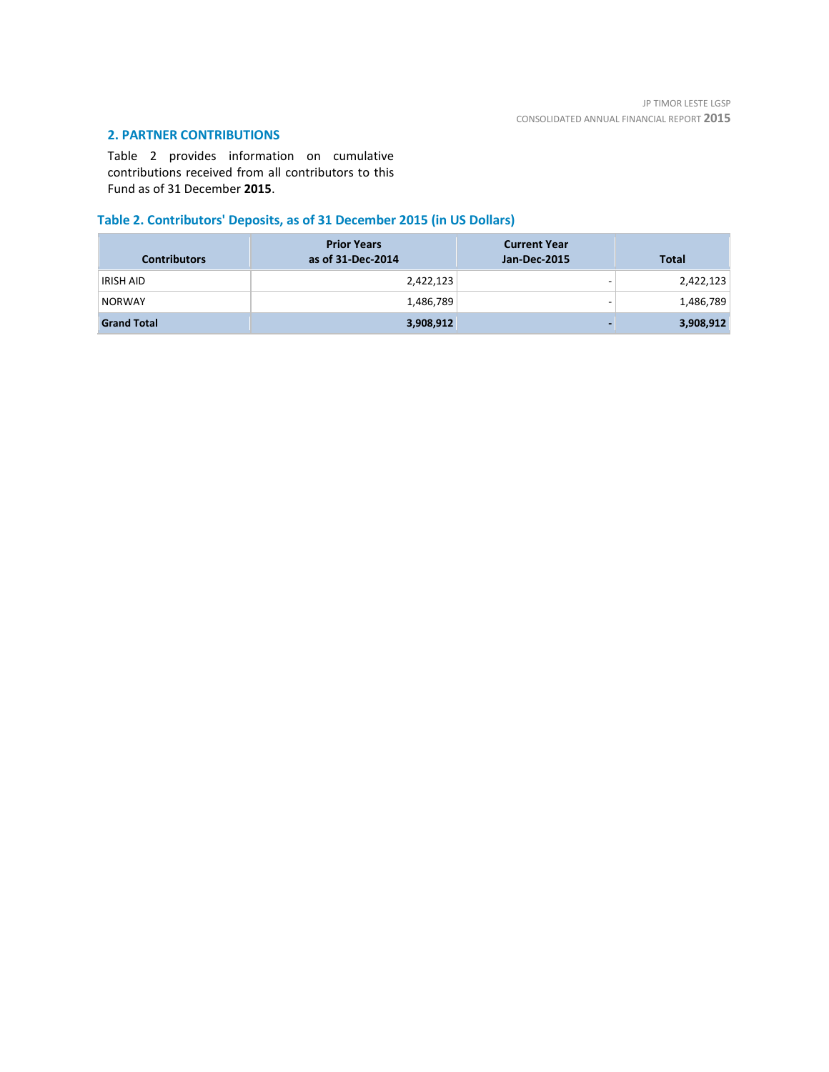## 2. PARTNER CONTRIBUTIONS

Table 2 provides information on cumulative contributions received from all contributors to this Fund as of 31 December **2015**.

### Table 2. Contributors' Deposits, as of 31 December 2015 (in US Dollars)

| Contributors | Prior Years as of 31-Dec-2014 | Current Year Jan-Dec-2015 | Total |
|---|---:|---:|---:|
| IRISH AID | 2,422,123 | - | 2,422,123 |
| NORWAY | 1,486,789 | - | 1,486,789 |
| **Grand Total** | **3,908,912** | **-** | **3,908,912** |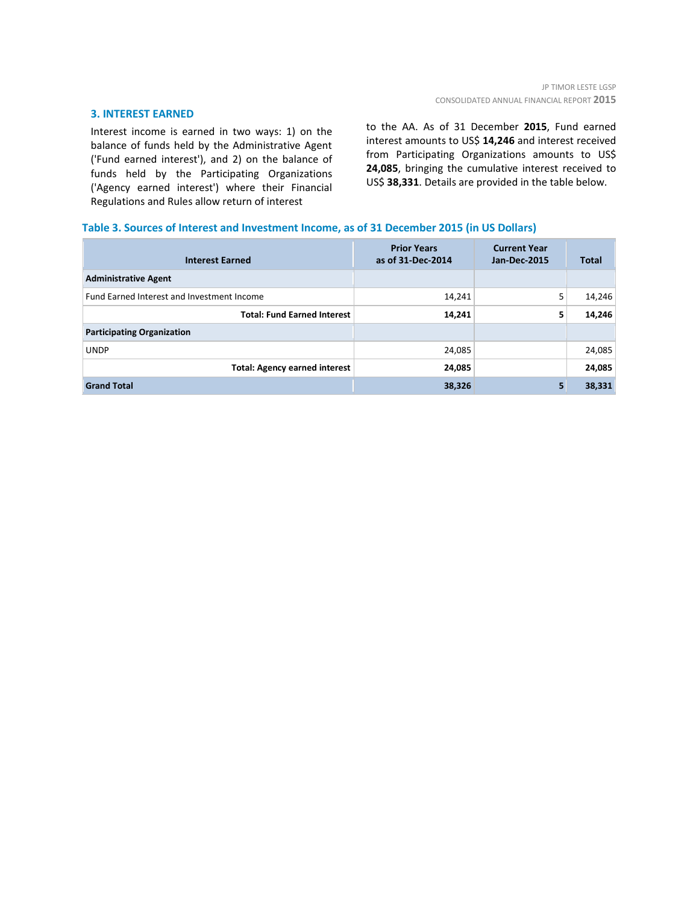## 3. INTEREST EARNED

Interest income is earned in two ways: 1) on the balance of funds held by the Administrative Agent ('Fund earned interest'), and 2) on the balance of funds held by the Participating Organizations ('Agency earned interest') where their Financial Regulations and Rules allow return of interest to the AA. As of 31 December **2015**, Fund earned interest amounts to US$ **14,246** and interest received from Participating Organizations amounts to US$ **24,085**, bringing the cumulative interest received to US$ **38,331**. Details are provided in the table below.

**Table 3. Sources of Interest and Investment Income, as of 31 December 2015 (in US Dollars)**

| Interest Earned | Prior Years as of 31-Dec-2014 | Current Year Jan-Dec-2015 | Total |
|---|---|---|---|
| **Administrative Agent** | | | |
| Fund Earned Interest and Investment Income | 14,241 | 5 | 14,246 |
| **Total: Fund Earned Interest** | **14,241** | **5** | **14,246** |
| **Participating Organization** | | | |
| UNDP | 24,085 | | 24,085 |
| **Total: Agency earned interest** | **24,085** | | **24,085** |
| **Grand Total** | **38,326** | **5** | **38,331** |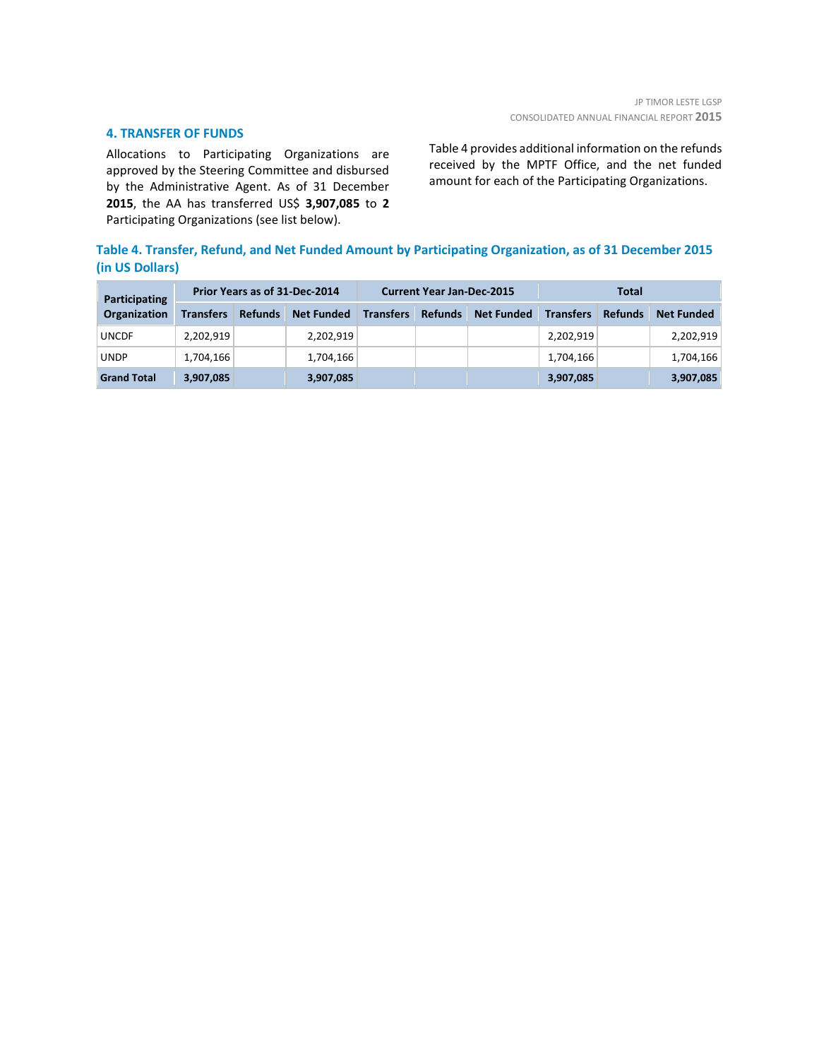## 4. TRANSFER OF FUNDS

Allocations to Participating Organizations are approved by the Steering Committee and disbursed by the Administrative Agent. As of 31 December **2015**, the AA has transferred US$ **3,907,085** to **2** Participating Organizations (see list below).

Table 4 provides additional information on the refunds received by the MPTF Office, and the net funded amount for each of the Participating Organizations.

**Table 4. Transfer, Refund, and Net Funded Amount by Participating Organization, as of 31 December 2015 (in US Dollars)**

| Participating Organization | Prior Years as of 31-Dec-2014 | | | Current Year Jan-Dec-2015 | | | Total | | |
|---|---|---|---|---|---|---|---|---|---|
| | Transfers | Refunds | Net Funded | Transfers | Refunds | Net Funded | Transfers | Refunds | Net Funded |
| UNCDF | 2,202,919 | | 2,202,919 | | | | 2,202,919 | | 2,202,919 |
| UNDP | 1,704,166 | | 1,704,166 | | | | 1,704,166 | | 1,704,166 |
| **Grand Total** | **3,907,085** | | **3,907,085** | | | | **3,907,085** | | **3,907,085** |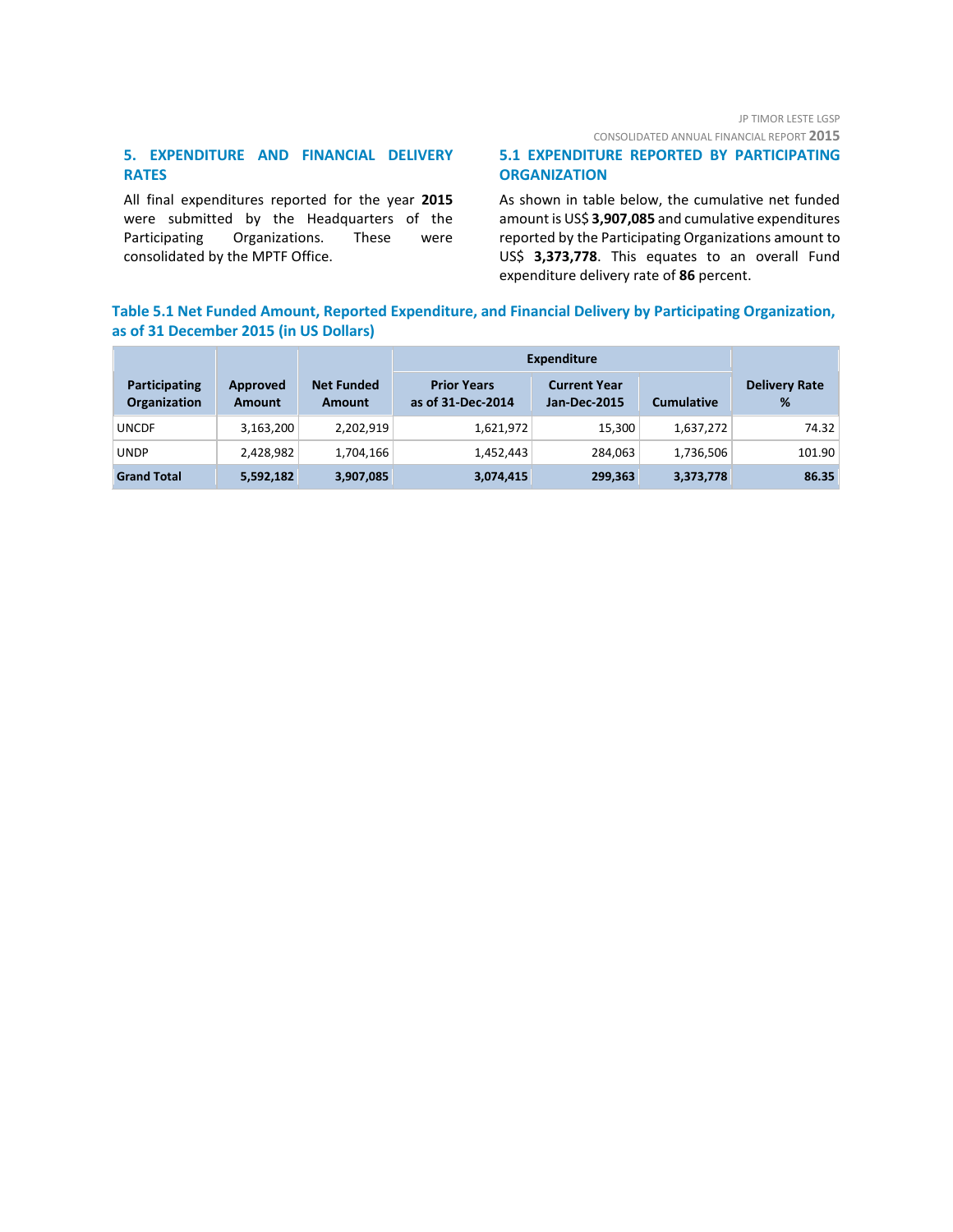## 5. EXPENDITURE AND FINANCIAL DELIVERY RATES

All final expenditures reported for the year **2015** were submitted by the Headquarters of the Participating Organizations. These were consolidated by the MPTF Office.

### 5.1 EXPENDITURE REPORTED BY PARTICIPATING ORGANIZATION

As shown in table below, the cumulative net funded amount is US$ **3,907,085** and cumulative expenditures reported by the Participating Organizations amount to US$ **3,373,778**. This equates to an overall Fund expenditure delivery rate of **86** percent.

**Table 5.1 Net Funded Amount, Reported Expenditure, and Financial Delivery by Participating Organization, as of 31 December 2015 (in US Dollars)**

| Participating Organization | Approved Amount | Net Funded Amount | Expenditure | | | Delivery Rate % |
|---|---|---|---|---|---|---|
| | | | Prior Years as of 31-Dec-2014 | Current Year Jan-Dec-2015 | Cumulative | |
| UNCDF | 3,163,200 | 2,202,919 | 1,621,972 | 15,300 | 1,637,272 | 74.32 |
| UNDP | 2,428,982 | 1,704,166 | 1,452,443 | 284,063 | 1,736,506 | 101.90 |
| **Grand Total** | **5,592,182** | **3,907,085** | **3,074,415** | **299,363** | **3,373,778** | **86.35** |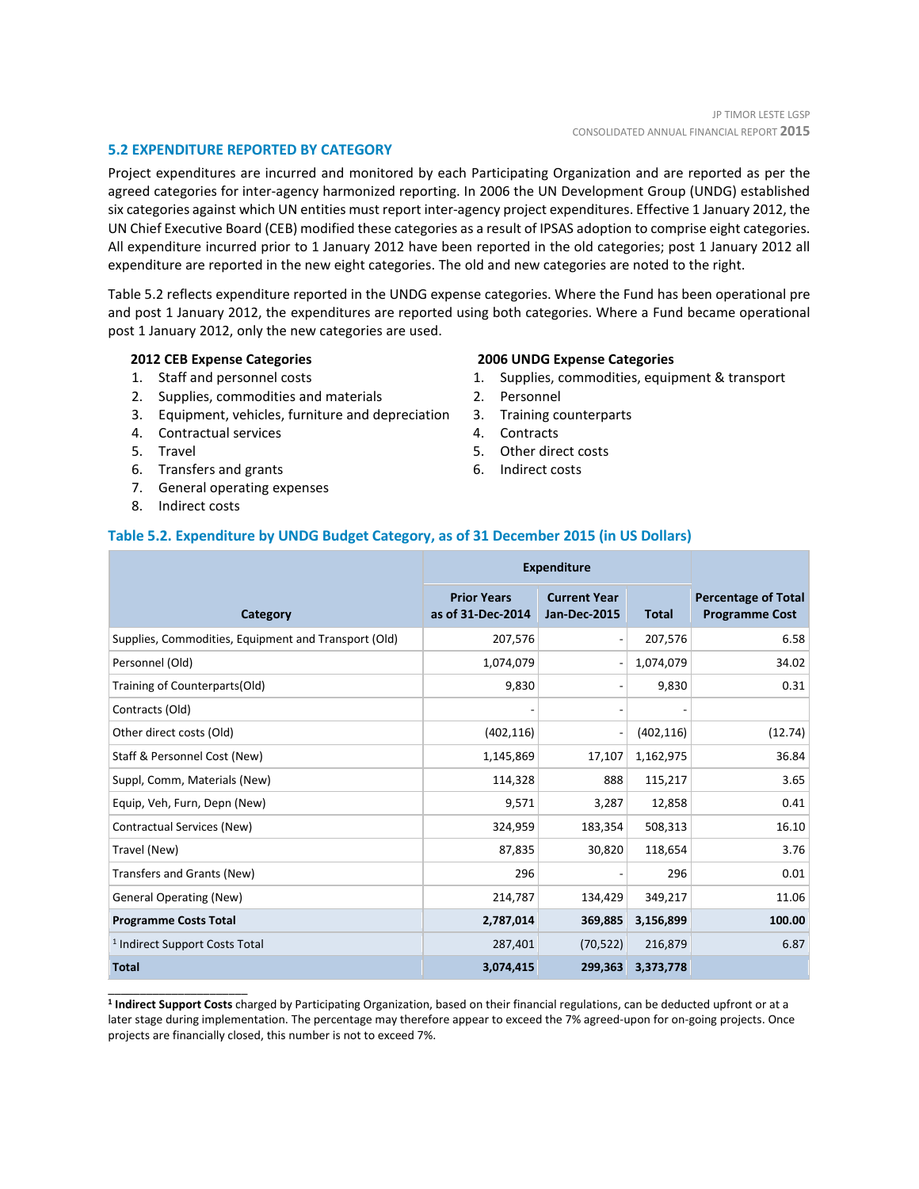## 5.2 EXPENDITURE REPORTED BY CATEGORY

Project expenditures are incurred and monitored by each Participating Organization and are reported as per the agreed categories for inter-agency harmonized reporting. In 2006 the UN Development Group (UNDG) established six categories against which UN entities must report inter-agency project expenditures. Effective 1 January 2012, the UN Chief Executive Board (CEB) modified these categories as a result of IPSAS adoption to comprise eight categories. All expenditure incurred prior to 1 January 2012 have been reported in the old categories; post 1 January 2012 all expenditure are reported in the new eight categories. The old and new categories are noted to the right.

Table 5.2 reflects expenditure reported in the UNDG expense categories. Where the Fund has been operational pre and post 1 January 2012, the expenditures are reported using both categories. Where a Fund became operational post 1 January 2012, only the new categories are used.

**2012 CEB Expense Categories**

1. Staff and personnel costs
2. Supplies, commodities and materials
3. Equipment, vehicles, furniture and depreciation
4. Contractual services
5. Travel
6. Transfers and grants
7. General operating expenses
8. Indirect costs

**2006 UNDG Expense Categories**

1. Supplies, commodities, equipment & transport
2. Personnel
3. Training counterparts
4. Contracts
5. Other direct costs
6. Indirect costs

### Table 5.2. Expenditure by UNDG Budget Category, as of 31 December 2015 (in US Dollars)

| Category | Expenditure | | | Percentage of Total Programme Cost |
|---|---|---|---|---|
| | Prior Years as of 31-Dec-2014 | Current Year Jan-Dec-2015 | Total | |
| Supplies, Commodities, Equipment and Transport (Old) | 207,576 | - | 207,576 | 6.58 |
| Personnel (Old) | 1,074,079 | - | 1,074,079 | 34.02 |
| Training of Counterparts(Old) | 9,830 | - | 9,830 | 0.31 |
| Contracts (Old) | - | - | - | |
| Other direct costs (Old) | (402,116) | - | (402,116) | (12.74) |
| Staff & Personnel Cost (New) | 1,145,869 | 17,107 | 1,162,975 | 36.84 |
| Suppl, Comm, Materials (New) | 114,328 | 888 | 115,217 | 3.65 |
| Equip, Veh, Furn, Depn (New) | 9,571 | 3,287 | 12,858 | 0.41 |
| Contractual Services (New) | 324,959 | 183,354 | 508,313 | 16.10 |
| Travel (New) | 87,835 | 30,820 | 118,654 | 3.76 |
| Transfers and Grants (New) | 296 | - | 296 | 0.01 |
| General Operating (New) | 214,787 | 134,429 | 349,217 | 11.06 |
| **Programme Costs Total** | **2,787,014** | **369,885** | **3,156,899** | **100.00** |
| [1] Indirect Support Costs Total | 287,401 | (70,522) | 216,879 | 6.87 |
| **Total** | **3,074,415** | **299,363** | **3,373,778** | |

[1] **Indirect Support Costs** charged by Participating Organization, based on their financial regulations, can be deducted upfront or at a later stage during implementation. The percentage may therefore appear to exceed the 7% agreed-upon for on-going projects. Once projects are financially closed, this number is not to exceed 7%.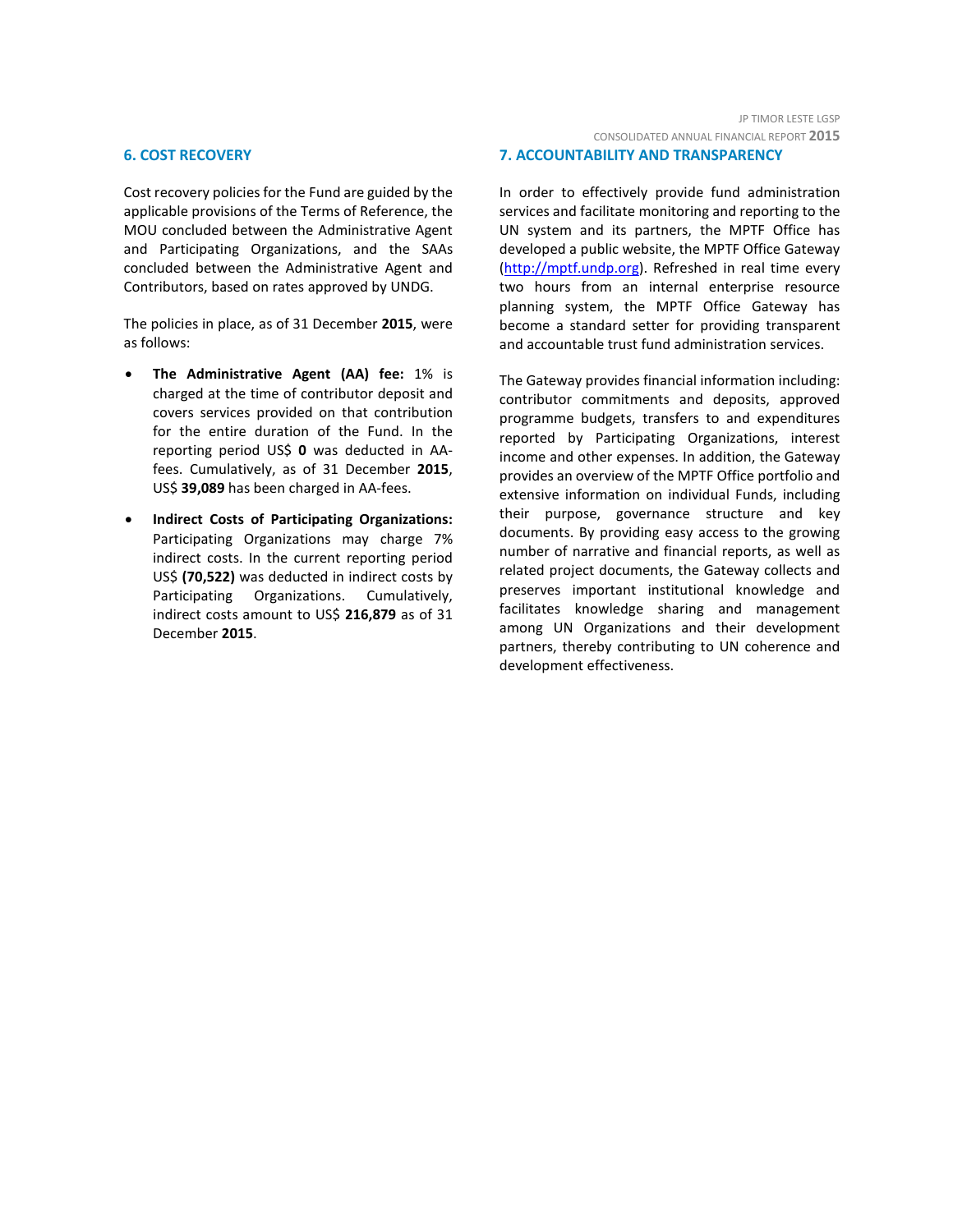## 6. COST RECOVERY

Cost recovery policies for the Fund are guided by the applicable provisions of the Terms of Reference, the MOU concluded between the Administrative Agent and Participating Organizations, and the SAAs concluded between the Administrative Agent and Contributors, based on rates approved by UNDG.

The policies in place, as of 31 December **2015**, were as follows:

- **The Administrative Agent (AA) fee:** 1% is charged at the time of contributor deposit and covers services provided on that contribution for the entire duration of the Fund. In the reporting period US$ **0** was deducted in AA-fees. Cumulatively, as of 31 December **2015**, US$ **39,089** has been charged in AA-fees.
- **Indirect Costs of Participating Organizations:** Participating Organizations may charge 7% indirect costs. In the current reporting period US$ **(70,522)** was deducted in indirect costs by Participating Organizations. Cumulatively, indirect costs amount to US$ **216,879** as of 31 December **2015**.

## 7. ACCOUNTABILITY AND TRANSPARENCY

In order to effectively provide fund administration services and facilitate monitoring and reporting to the UN system and its partners, the MPTF Office has developed a public website, the MPTF Office Gateway (http://mptf.undp.org). Refreshed in real time every two hours from an internal enterprise resource planning system, the MPTF Office Gateway has become a standard setter for providing transparent and accountable trust fund administration services.

The Gateway provides financial information including: contributor commitments and deposits, approved programme budgets, transfers to and expenditures reported by Participating Organizations, interest income and other expenses. In addition, the Gateway provides an overview of the MPTF Office portfolio and extensive information on individual Funds, including their purpose, governance structure and key documents. By providing easy access to the growing number of narrative and financial reports, as well as related project documents, the Gateway collects and preserves important institutional knowledge and facilitates knowledge sharing and management among UN Organizations and their development partners, thereby contributing to UN coherence and development effectiveness.